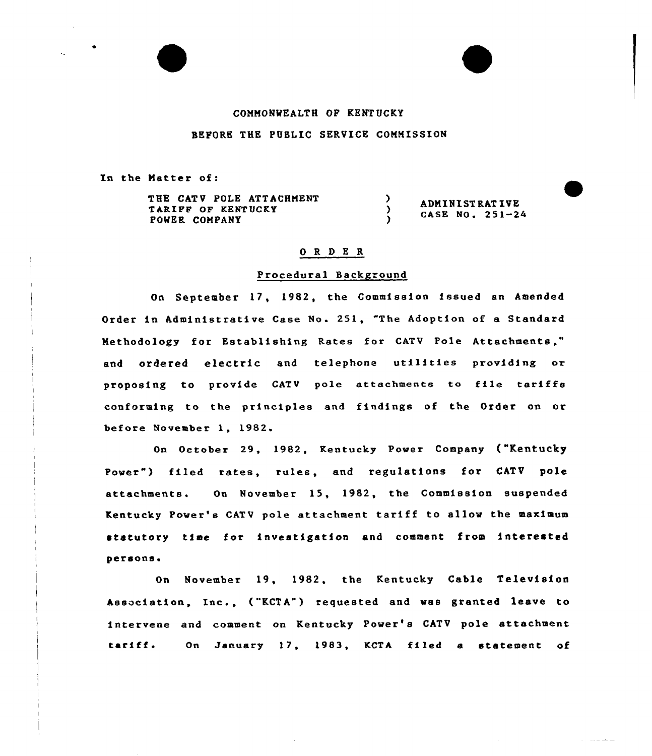COMMONWEALTH OF KENTUCKY

BEFORE THE PUBLIC SERVICE COMMISSION

In the Matter of:

| | | |
|---|---|---|
| THE CATV POLE ATTACHMENT TARIFF OF KENTUCKY POWER COMPANY | ) ) ) | ADMINISTRATIVE CASE NO. 251-24 |

## O R D E R

### Procedural Background

On September 17, 1982, the Commission issued an Amended Order in Administrative Case No. 251, "The Adoption of a Standard Methodology for Establishing Rates for CATV Pole Attachments," and ordered electric and telephone utilities providing or proposing to provide CATV pole attachments to file tariffs conforming to the principles and findings of the Order on or before November 1, 1982.

On October 29, 1982, Kentucky Power Company ("Kentucky Power") filed rates, rules, and regulations for CATV pole attachments. On November 15, 1982, the Commission suspended Kentucky Power's CATV pole attachment tariff to allow the maximum statutory time for investigation and comment from interested persons.

On November 19, 1982, the Kentucky Cable Television Association, Inc., ("KCTA") requested and was granted leave to intervene and comment on Kentucky Power's CATV pole attachment tariff. On January 17, 1983, KCTA filed a statement of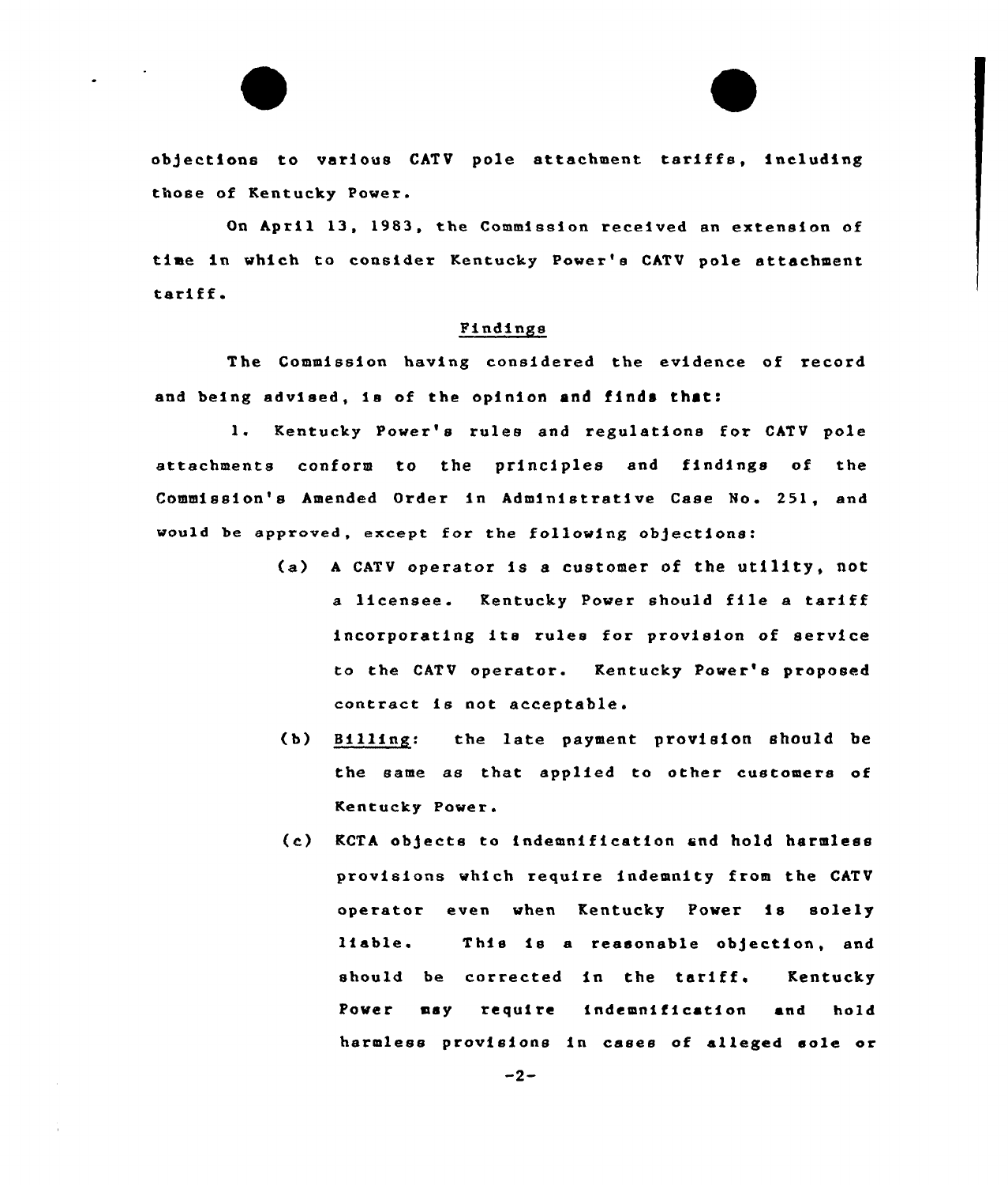objections to various CATV pole attachment tariffs, including those of Kentucky Power.

On April 13, 1983, the Commission received an extension of time in which to consider Kentucky Power's CATV pole attachment tariff.

## Findings

The Commission having considered the evidence of record and being advised, is of the opinion and finds that:

1. Kentucky Power's rules and regulations for CATV pole attachments conform to the principles and findings of the Commission's Amended Order in Administrative Case No. 251, and would be approved, except for the following objections:

   (a) A CATV operator is a customer of the utility, not a licensee. Kentucky Power should file a tariff incorporating its rules for provision of service to the CATV operator. Kentucky Power's proposed contract is not acceptable.

   (b) Billing: the late payment provision should be the same as that applied to other customers of Kentucky Power.

   (c) KCTA objects to indemnification and hold harmless provisions which require indemnity from the CATV operator even when Kentucky Power is solely liable. This is a reasonable objection, and should be corrected in the tariff. Kentucky Power may require indemnification and hold harmless provisions in cases of alleged sole or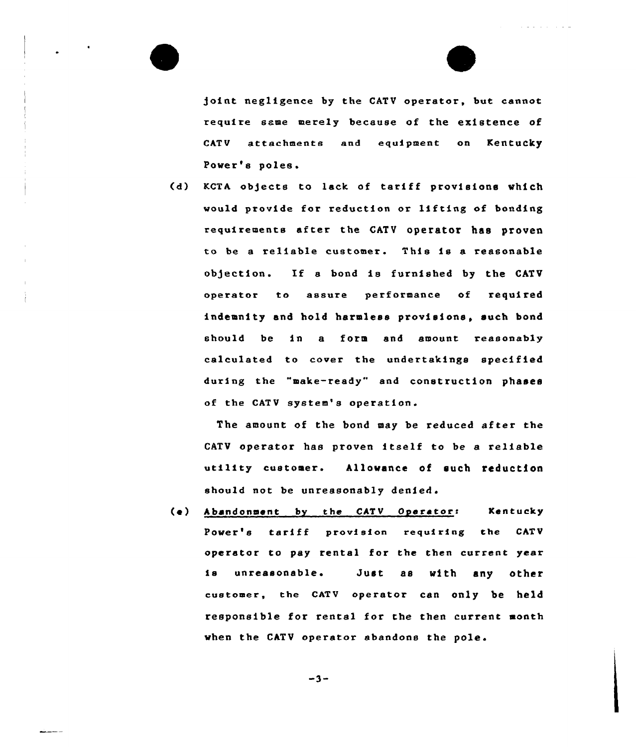joint negligence by the CATV operator, but cannot require same merely because of the existence of CATV attachments and equipment on Kentucky Power's poles.

(d) KCTA objects to lack of tariff provisions which would provide for reduction or lifting of bonding requirements after the CATV operator has proven to be a reliable customer. This is a reasonable objection. If a bond is furnished by the CATV operator to assure performance of required indemnity and hold harmless provisions, such bond should be in a form and amount reasonably calculated to cover the undertakings specified during the "make-ready" and construction phases of the CATV system's operation.

The amount of the bond may be reduced after the CATV operator has proven itself to be a reliable utility customer. Allowance of such reduction should not be unreasonably denied.

(e) Abandonment by the CATV Operator: Kentucky Power's tariff provision requiring the CATV operator to pay rental for the then current year is unreasonable. Just as with any other customer, the CATV operator can only be held responsible for rental for the then current month when the CATV operator abandons the pole.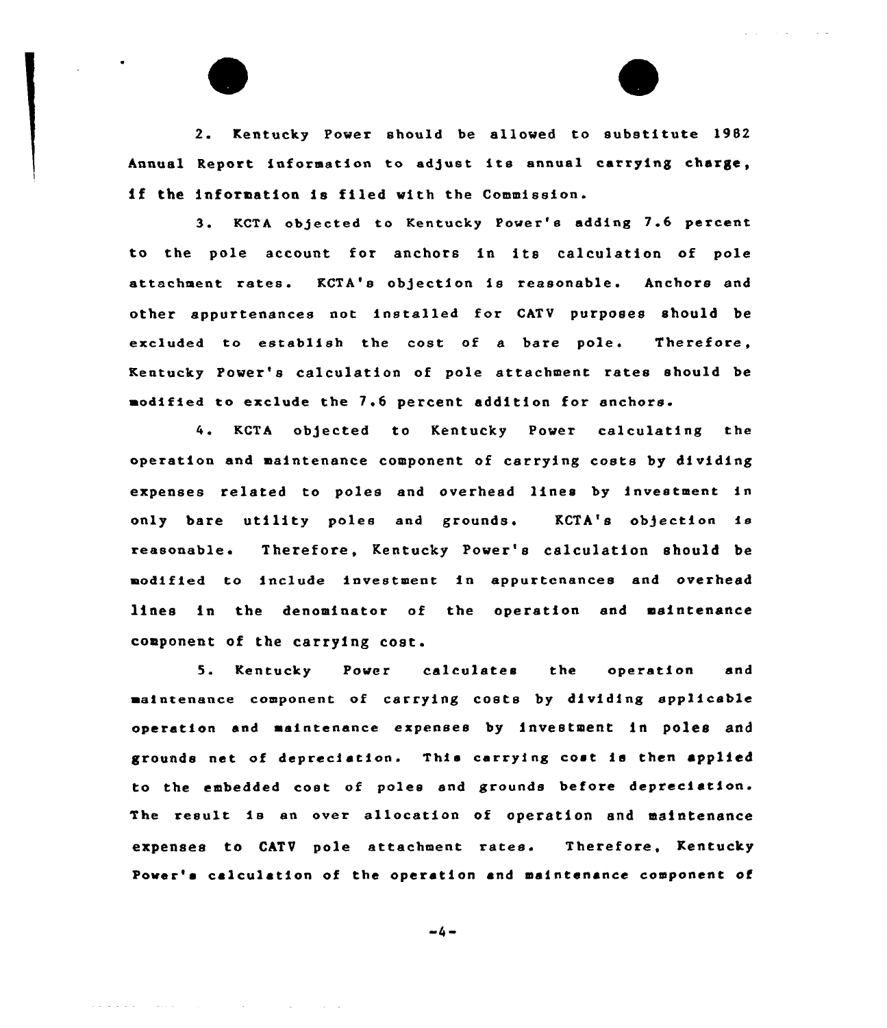2. Kentucky Power should be allowed to substitute 1982 Annual Report information to adjust its annual carrying charge, if the information is filed with the Commission.

3. KCTA objected to Kentucky Power's adding 7.6 percent to the pole account for anchors in its calculation of pole attachment rates. KCTA's objection is reasonable. Anchors and other appurtenances not installed for CATV purposes should be excluded to establish the cost of a bare pole. Therefore, Kentucky Power's calculation of pole attachment rates should be modified to exclude the 7.6 percent addition for anchors.

4. KCTA objected to Kentucky Power calculating the operation and maintenance component of carrying costs by dividing expenses related to poles and overhead lines by investment in only bare utility poles and grounds. KCTA's objection is reasonable. Therefore, Kentucky Power's calculation should be modified to include investment in appurtenances and overhead lines in the denominator of the operation and maintenance component of the carrying cost.

5. Kentucky Power calculates the operation and maintenance component of carrying costs by dividing applicable operation and maintenance expenses by investment in poles and grounds net of depreciation. This carrying cost is then applied to the embedded cost of poles and grounds before depreciation. The result is an over allocation of operation and maintenance expenses to CATV pole attachment rates. Therefore, Kentucky Power's calculation of the operation and maintenance component of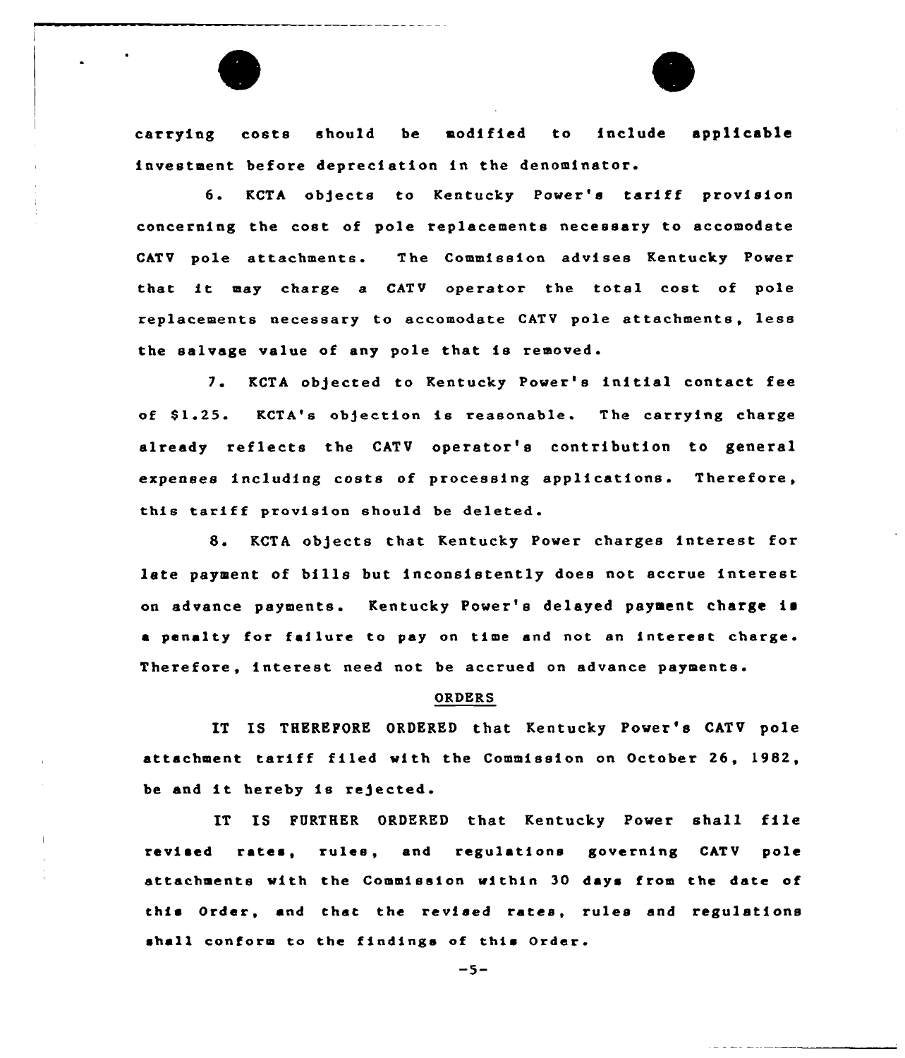carrying costs should be modified to include applicable investment before depreciation in the denominator.

6. KCTA objects to Kentucky Power's tariff provision concerning the cost of pole replacements necessary to accomodate CATV pole attachments. The Commission advises Kentucky Power that it may charge a CATV operator the total cost of pole replacements necessary to accomodate CATV pole attachments, less the salvage value of any pole that is removed.

7. KCTA objected to Kentucky Power's initial contact fee of $1.25. KCTA's objection is reasonable. The carrying charge already reflects the CATV operator's contribution to general expenses including costs of processing applications. Therefore, this tariff provision should be deleted.

8. KCTA objects that Kentucky Power charges interest for late payment of bills but inconsistently does not accrue interest on advance payments. Kentucky Power's delayed payment charge is a penalty for failure to pay on time and not an interest charge. Therefore, interest need not be accrued on advance payments.

## ORDERS

IT IS THEREFORE ORDERED that Kentucky Power's CATV pole attachment tariff filed with the Commission on October 26, 1982, be and it hereby is rejected.

IT IS FURTHER ORDERED that Kentucky Power shall file revised rates, rules, and regulations governing CATV pole attachments with the Commission within 30 days from the date of this Order, and that the revised rates, rules and regulations shall conform to the findings of this Order.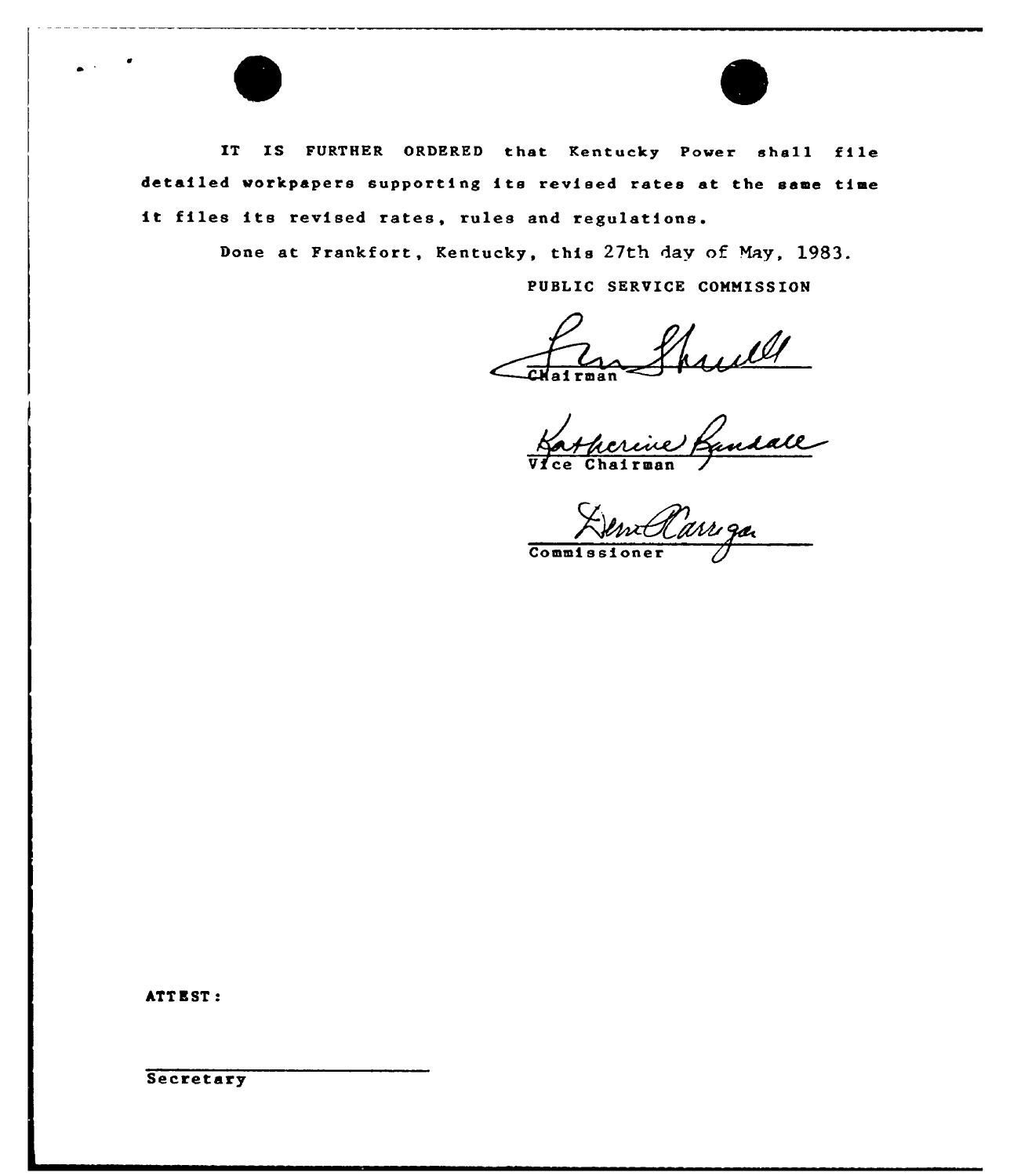IT IS FURTHER ORDERED that Kentucky Power shall file detailed workpapers supporting its revised rates at the same time it files its revised rates, rules and regulations.

Done at Frankfort, Kentucky, this 27th day of May, 1983.

PUBLIC SERVICE COMMISSION

Chairman

Vice Chairman

Commissioner

ATTEST:

Secretary